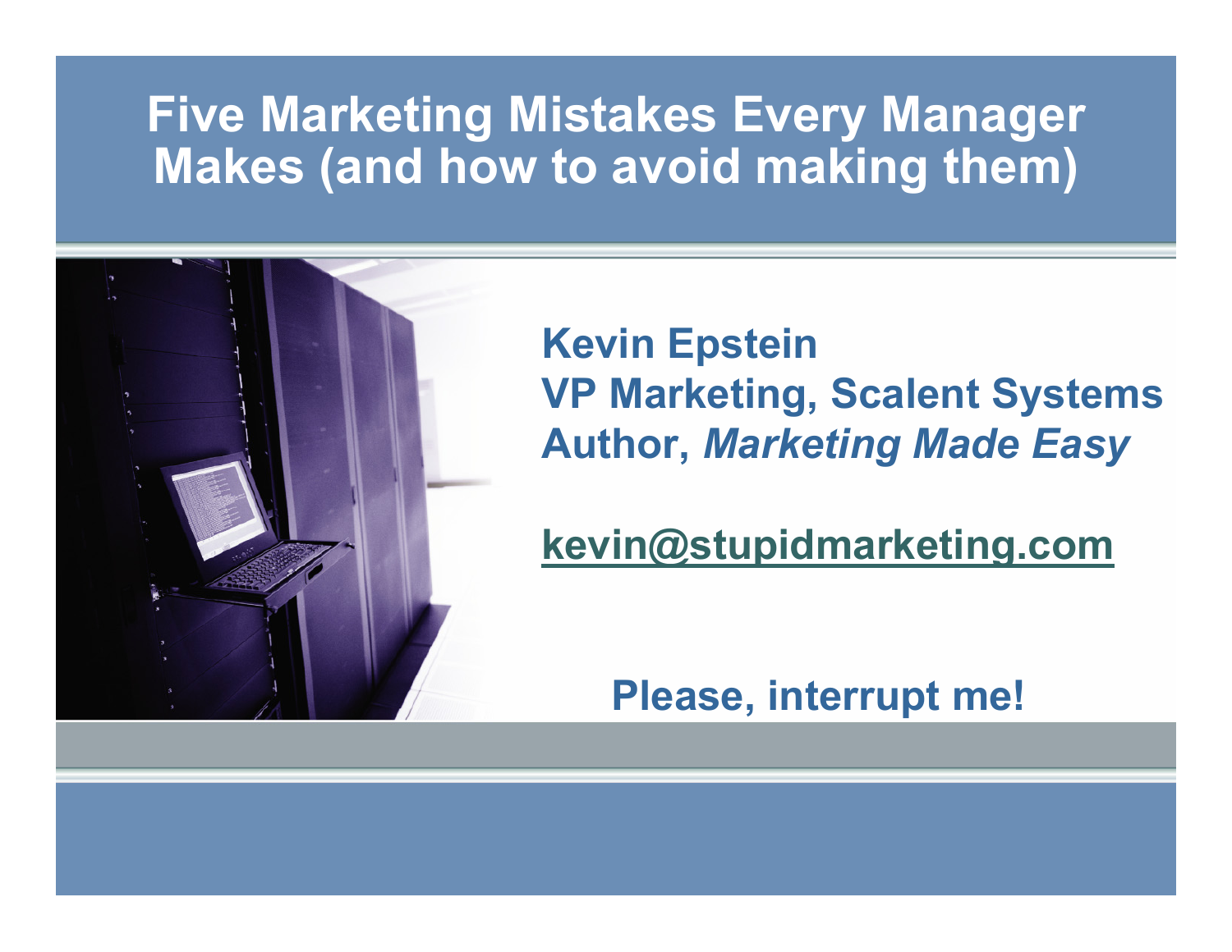# Five Marketing Mistakes Every Manager Makes (and how to avoid making them)

**Kevin Epstein**
**VP Marketing, Scalent Systems**
**Author, *Marketing Made Easy***

**kevin@stupidmarketing.com**

**Please, interrupt me!**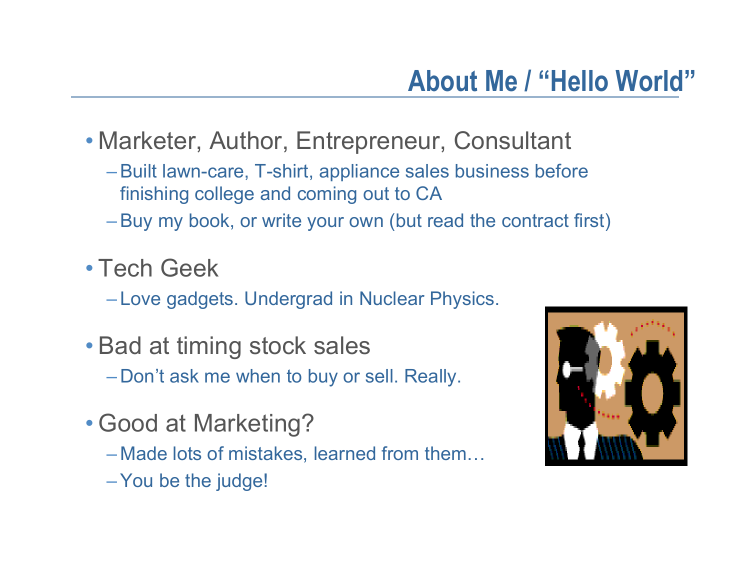# About Me / "Hello World"

- Marketer, Author, Entrepreneur, Consultant
  - Built lawn-care, T-shirt, appliance sales business before finishing college and coming out to CA
  - Buy my book, or write your own (but read the contract first)
- Tech Geek
  - Love gadgets. Undergrad in Nuclear Physics.
- Bad at timing stock sales
  - Don't ask me when to buy or sell. Really.
- Good at Marketing?
  - Made lots of mistakes, learned from them…
  - You be the judge!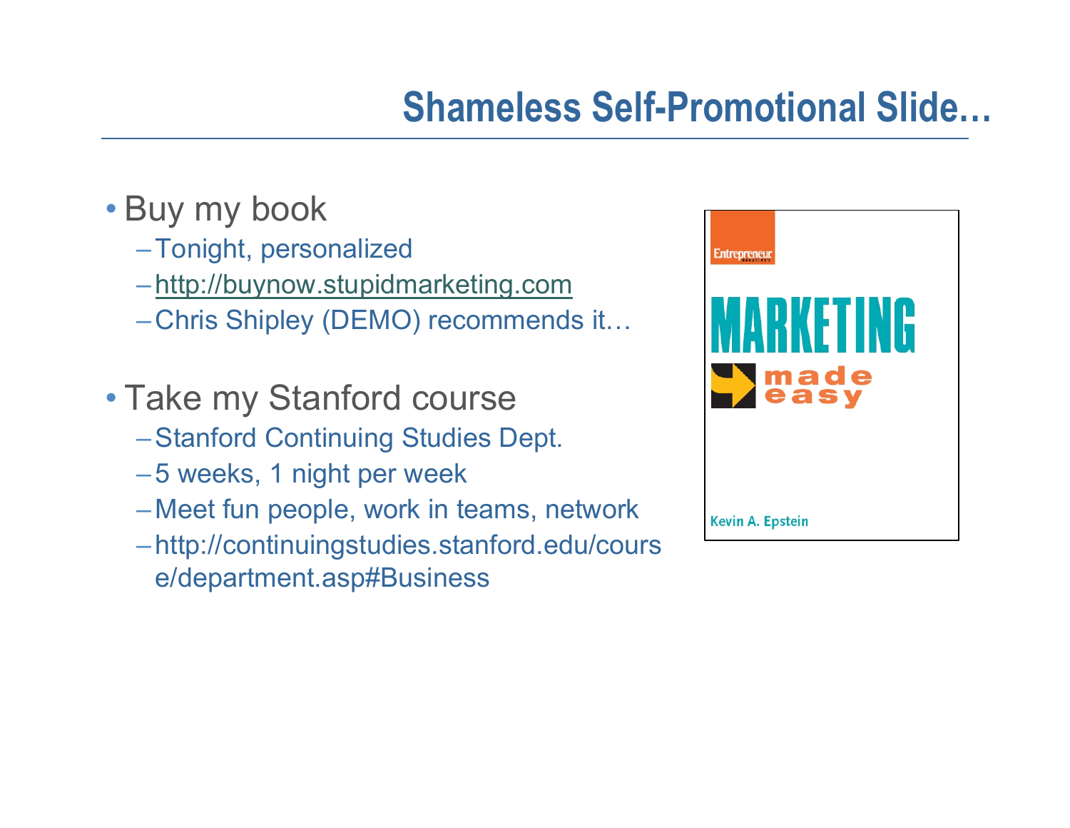# Shameless Self-Promotional Slide…

- Buy my book
  - Tonight, personalized
  - http://buynow.stupidmarketing.com
  - Chris Shipley (DEMO) recommends it…
- Take my Stanford course
  - Stanford Continuing Studies Dept.
  - 5 weeks, 1 night per week
  - Meet fun people, work in teams, network
  - http://continuingstudies.stanford.edu/course/department.asp#Business

Entrepreneur

MARKETING made easy

Kevin A. Epstein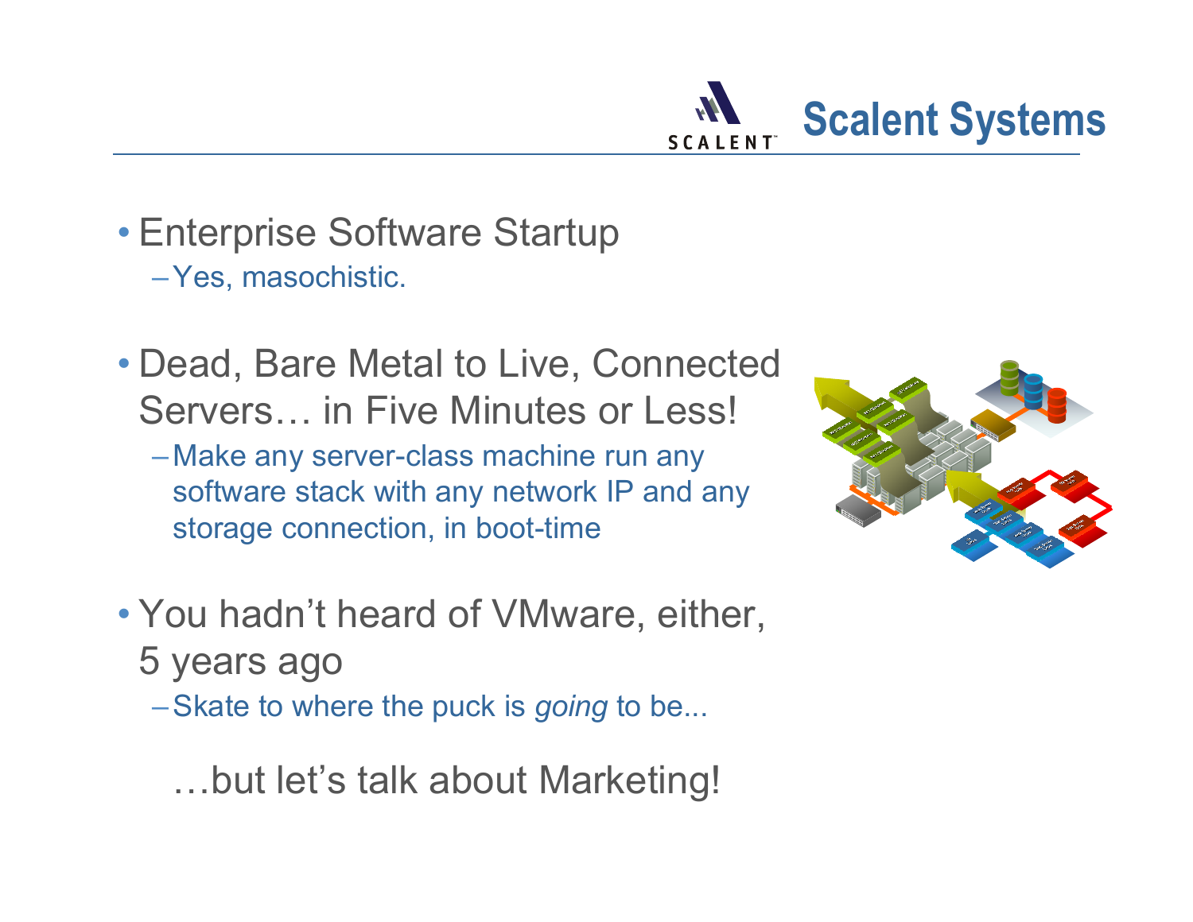# Scalent Systems

- Enterprise Software Startup
  - Yes, masochistic.
- Dead, Bare Metal to Live, Connected Servers… in Five Minutes or Less!
  - Make any server-class machine run any software stack with any network IP and any storage connection, in boot-time
- You hadn't heard of VMware, either, 5 years ago
  - Skate to where the puck is *going* to be...

…but let's talk about Marketing!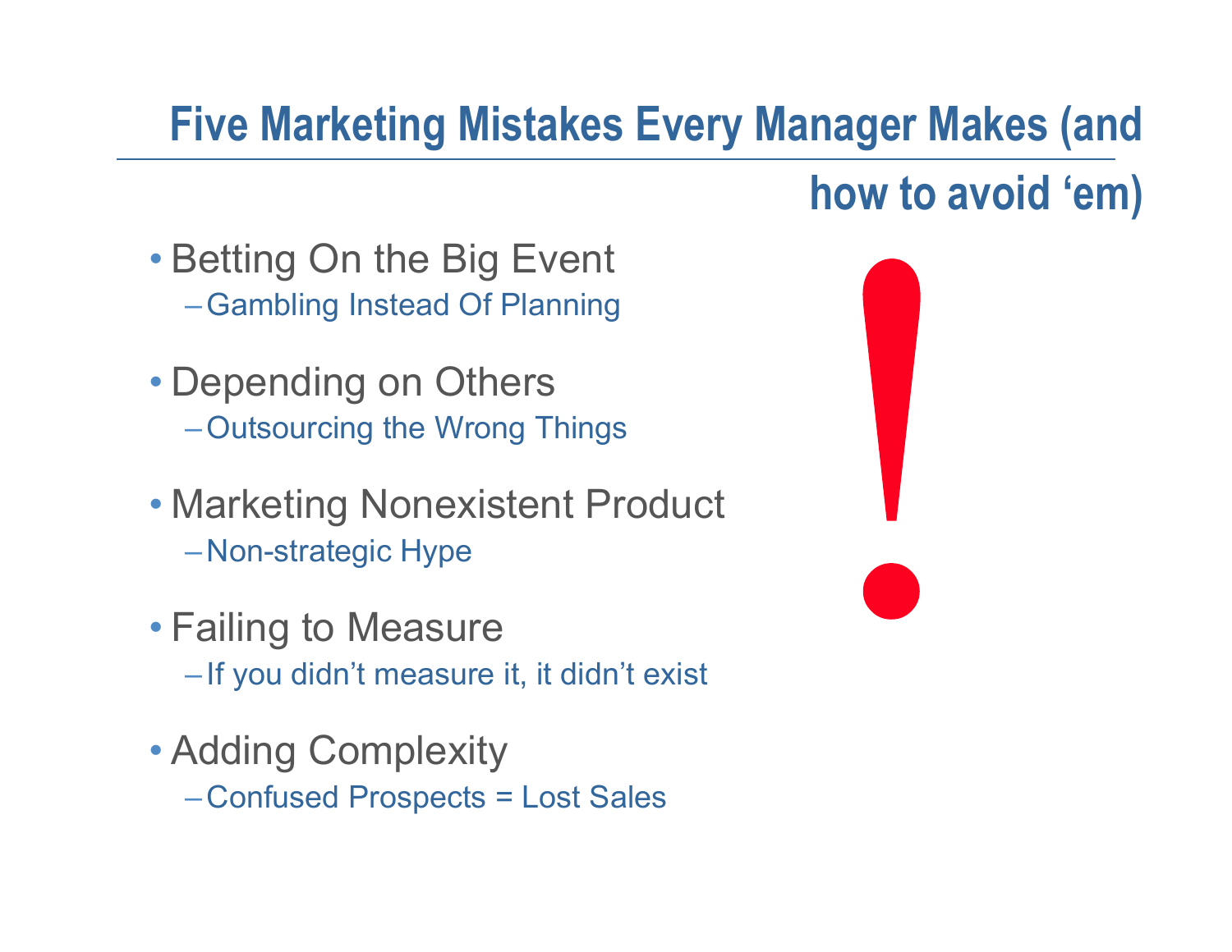## Five Marketing Mistakes Every Manager Makes (and how to avoid 'em)

- Betting On the Big Event
  - Gambling Instead Of Planning
- Depending on Others
  - Outsourcing the Wrong Things
- Marketing Nonexistent Product
  - Non-strategic Hype
- Failing to Measure
  - If you didn't measure it, it didn't exist
- Adding Complexity
  - Confused Prospects = Lost Sales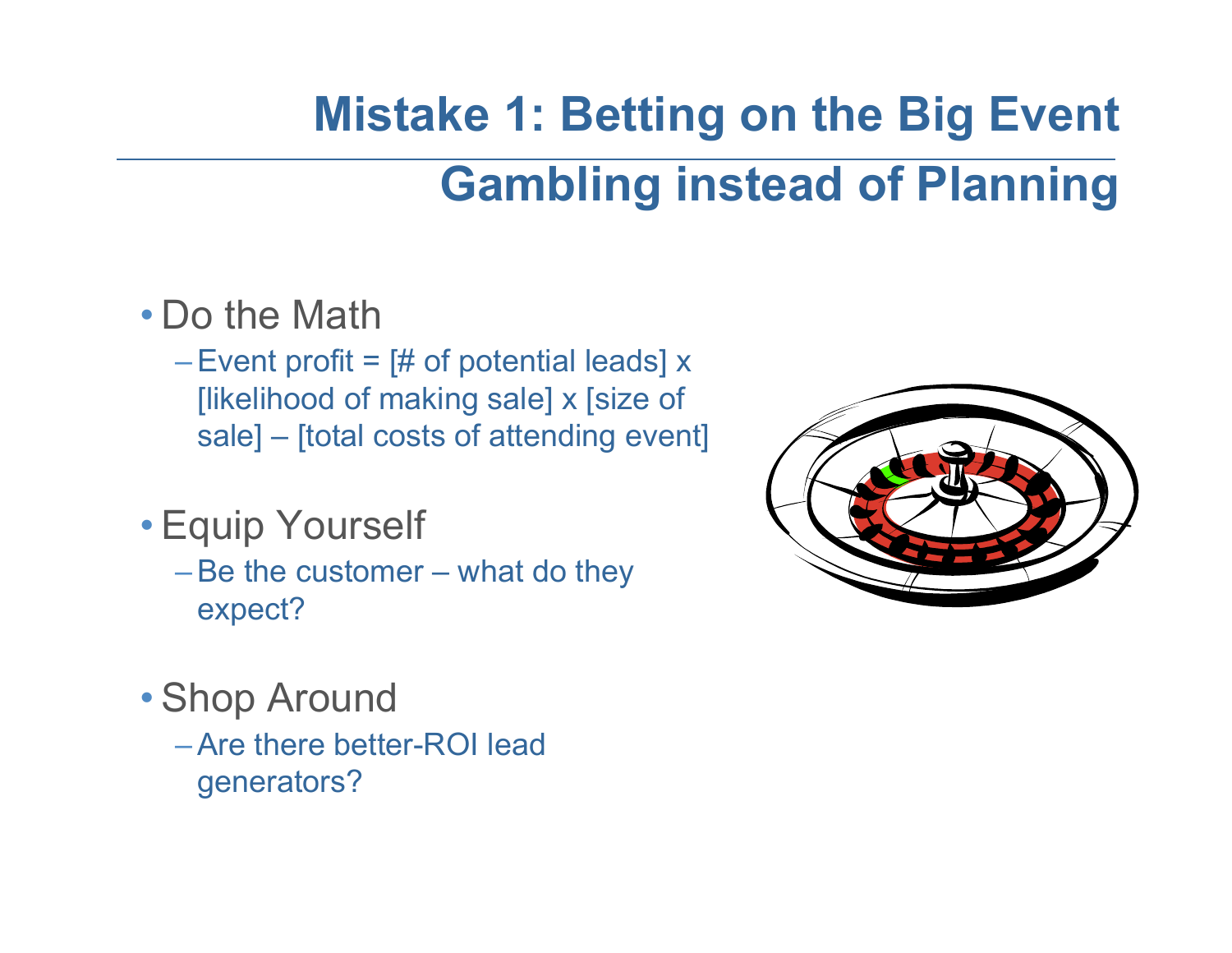# Mistake 1: Betting on the Big Event

## Gambling instead of Planning

- Do the Math
  - Event profit = [# of potential leads] x [likelihood of making sale] x [size of sale] – [total costs of attending event]
- Equip Yourself
  - Be the customer – what do they expect?
- Shop Around
  - Are there better-ROI lead generators?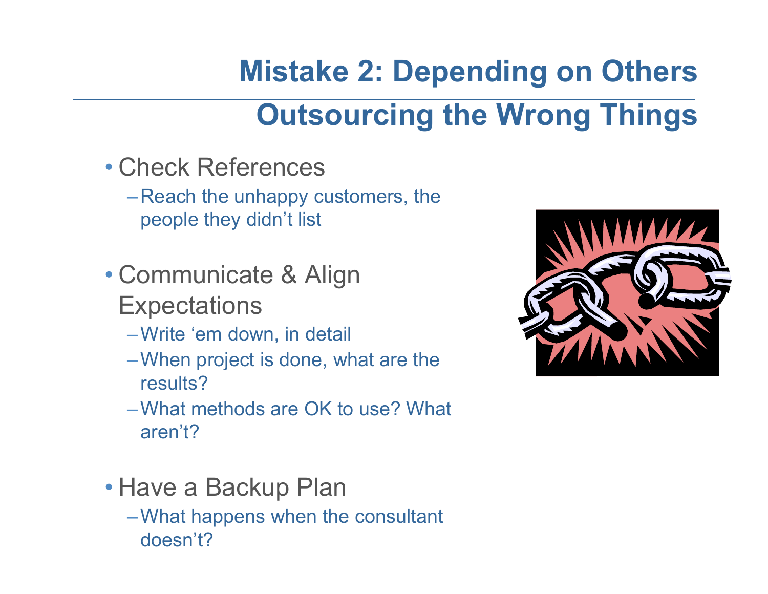# Mistake 2: Depending on Others

## Outsourcing the Wrong Things

- Check References
  - Reach the unhappy customers, the people they didn't list
- Communicate & Align Expectations
  - Write 'em down, in detail
  - When project is done, what are the results?
  - What methods are OK to use? What aren't?
- Have a Backup Plan
  - What happens when the consultant doesn't?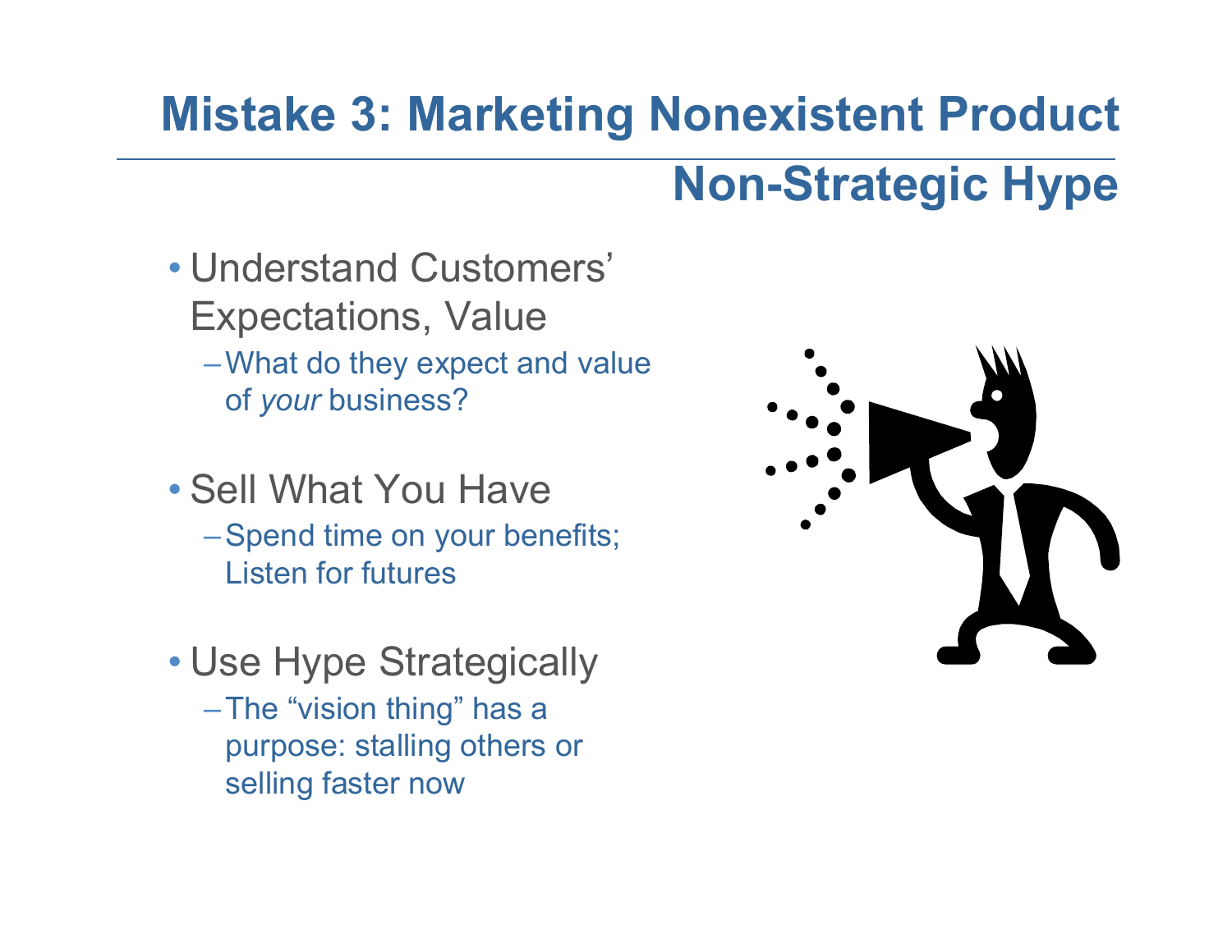# Mistake 3: Marketing Nonexistent Product

## Non-Strategic Hype

- Understand Customers' Expectations, Value
  - What do they expect and value of *your* business?
- Sell What You Have
  - Spend time on your benefits; Listen for futures
- Use Hype Strategically
  - The "vision thing" has a purpose: stalling others or selling faster now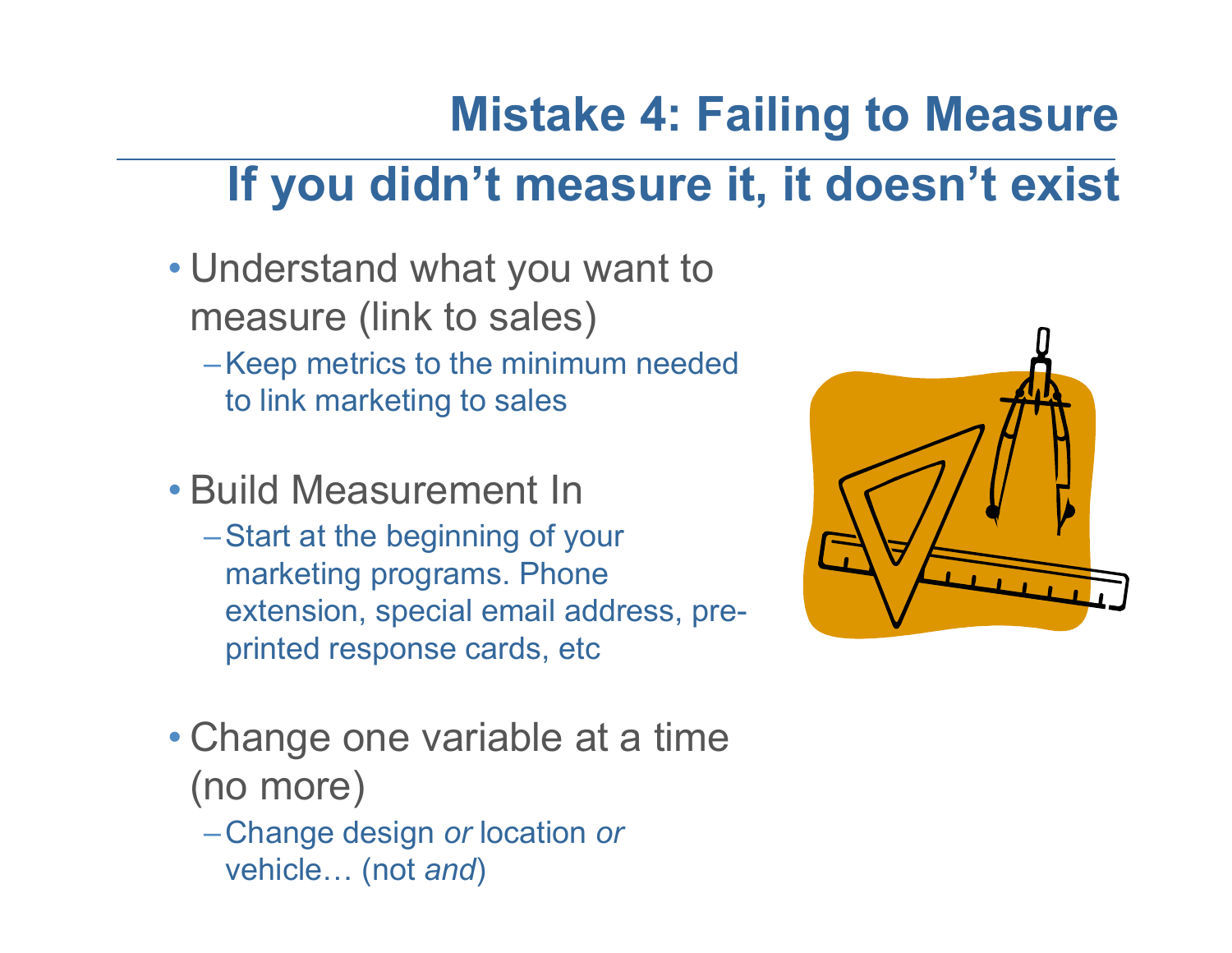# Mistake 4: Failing to Measure

## If you didn't measure it, it doesn't exist

- Understand what you want to measure (link to sales)
  - Keep metrics to the minimum needed to link marketing to sales
- Build Measurement In
  - Start at the beginning of your marketing programs. Phone extension, special email address, pre-printed response cards, etc
- Change one variable at a time (no more)
  - Change design *or* location *or* vehicle… (not *and*)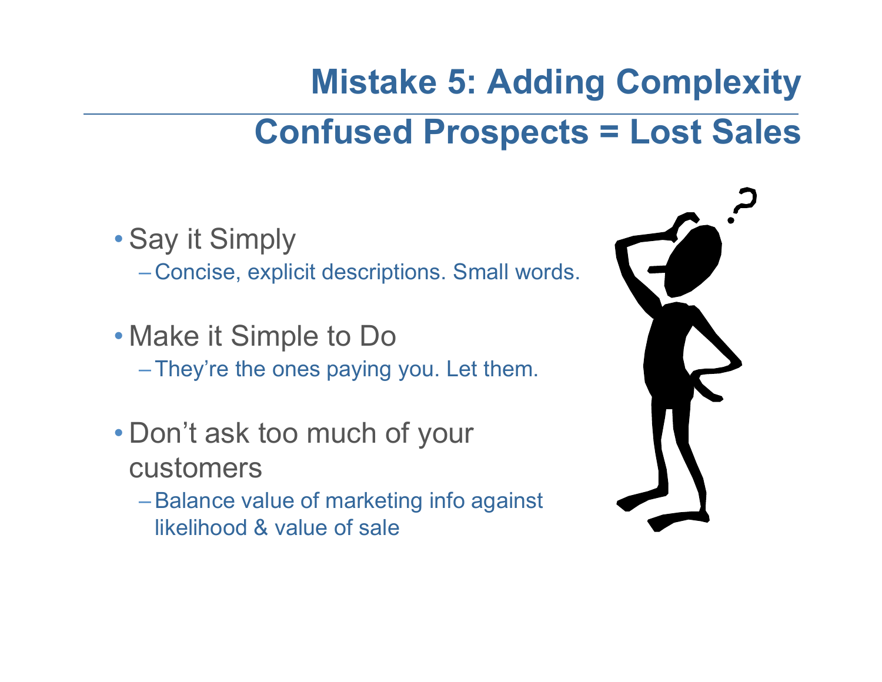# Mistake 5: Adding Complexity

## Confused Prospects = Lost Sales

- Say it Simply
  - Concise, explicit descriptions. Small words.
- Make it Simple to Do
  - They're the ones paying you. Let them.
- Don't ask too much of your customers
  - Balance value of marketing info against likelihood & value of sale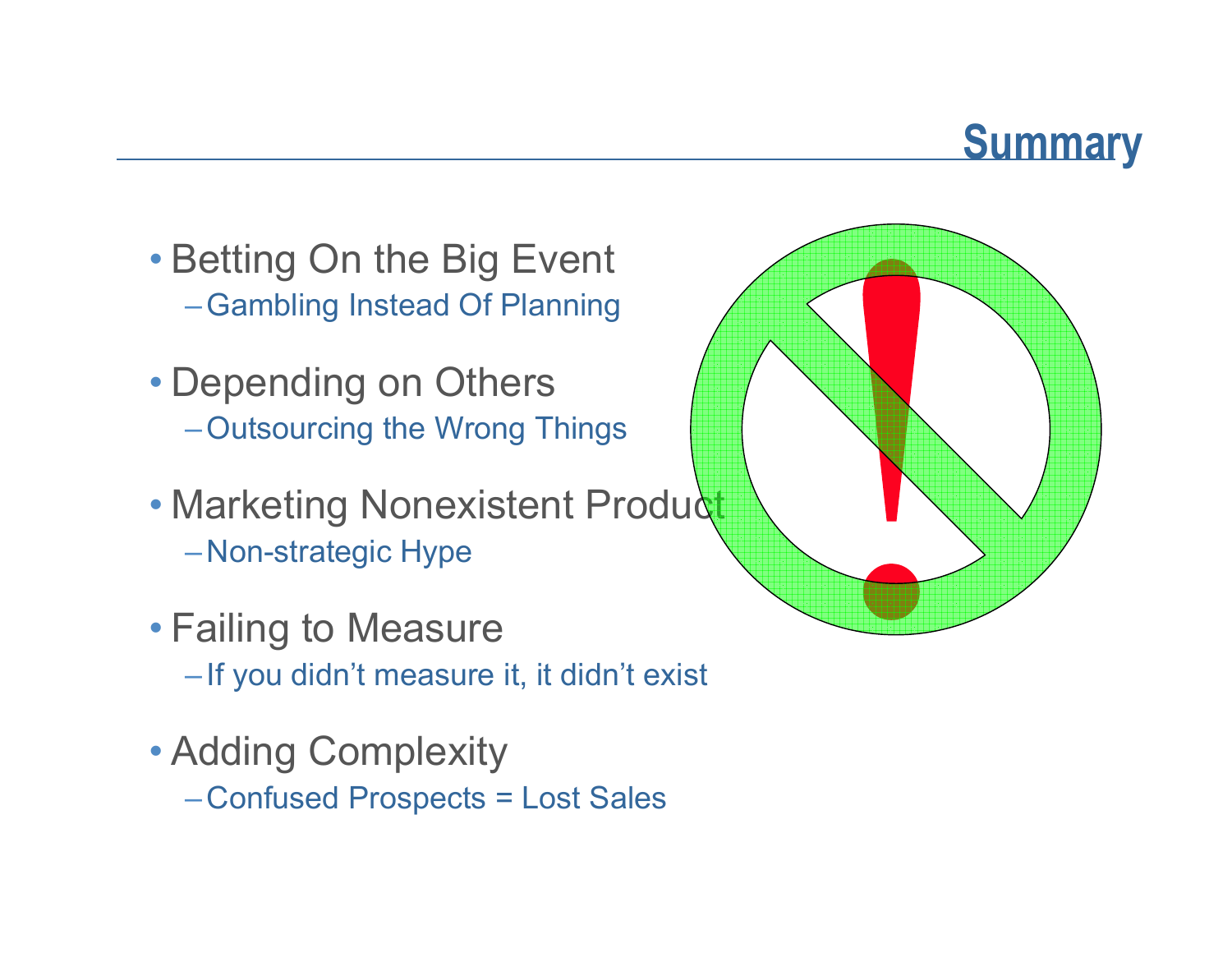# Summary

- Betting On the Big Event
  - Gambling Instead Of Planning
- Depending on Others
  - Outsourcing the Wrong Things
- Marketing Nonexistent Product
  - Non-strategic Hype
- Failing to Measure
  - If you didn't measure it, it didn't exist
- Adding Complexity
  - Confused Prospects = Lost Sales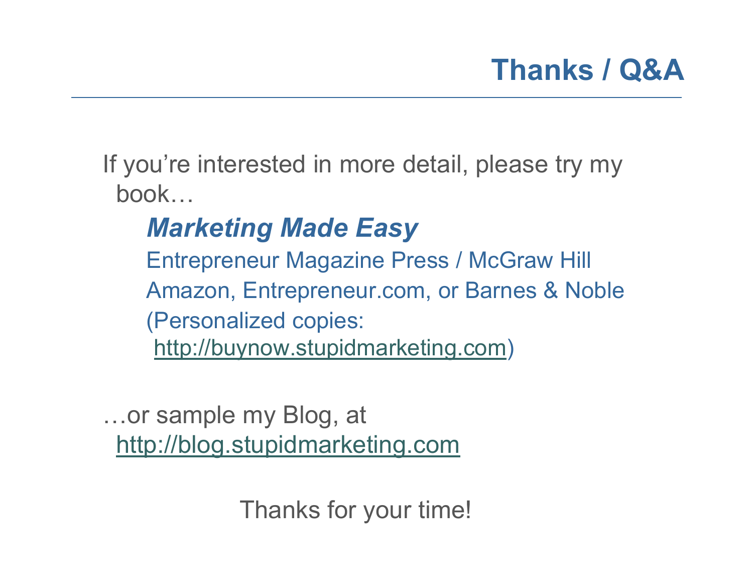# Thanks / Q&A

If you're interested in more detail, please try my book…

***Marketing Made Easy***

Entrepreneur Magazine Press / McGraw Hill

Amazon, Entrepreneur.com, or Barnes & Noble

(Personalized copies: http://buynow.stupidmarketing.com)

…or sample my Blog, at http://blog.stupidmarketing.com

Thanks for your time!